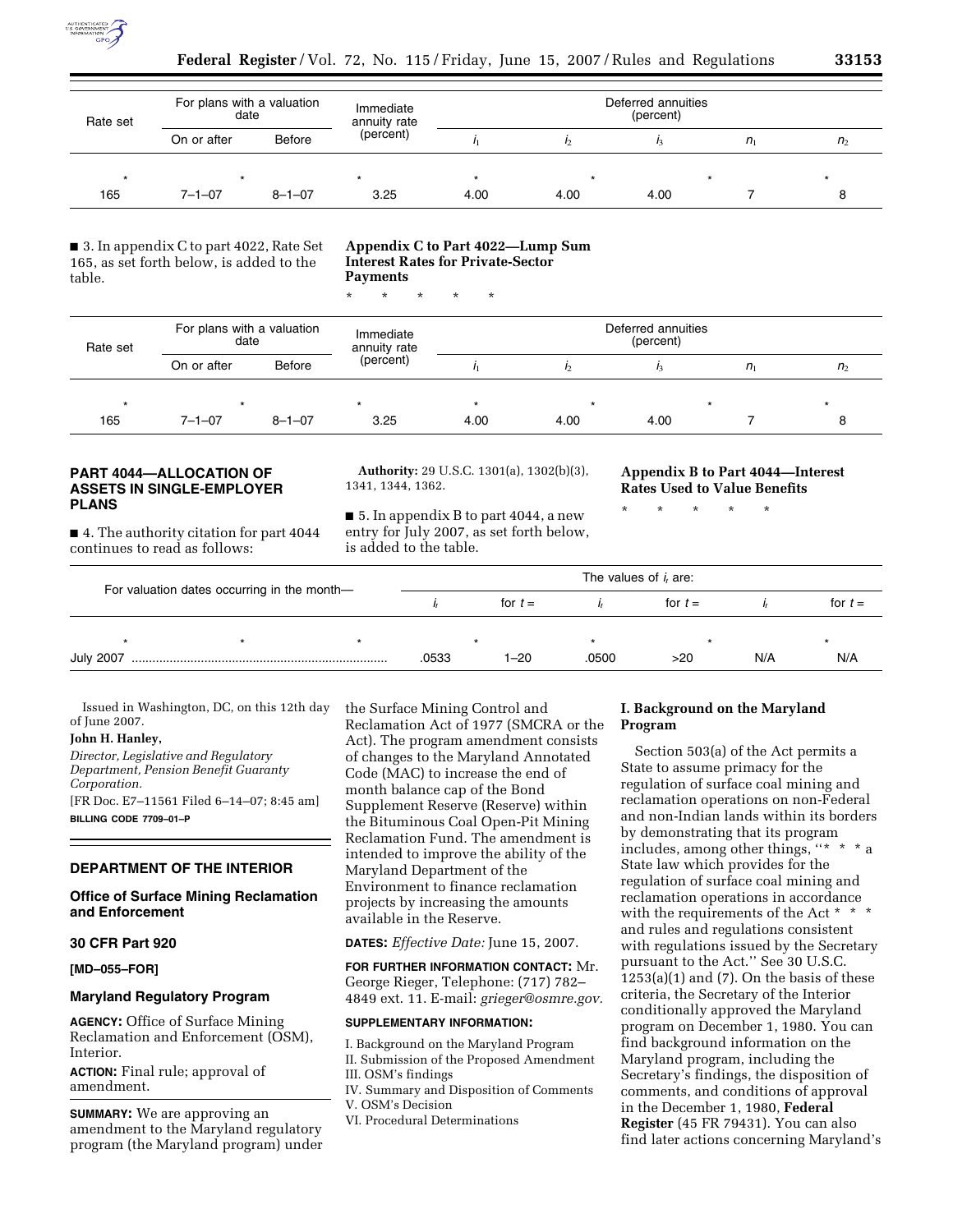| Rate set | For plans with a valuation date | | Immediate annuity rate (percent) | Deferred annuities (percent) | | | | |
|---|---|---|---|---|---|---|---|---|
| | On or after | Before | | $i_1$ | $i_2$ | $i_3$ | $n_1$ | $n_2$ |
| * | * | | * | * | * | * | | * |
| 165 | 7–1–07 | 8–1–07 | 3.25 | 4.00 | 4.00 | 4.00 | 7 | 8 |

■ 3. In appendix C to part 4022, Rate Set 165, as set forth below, is added to the table.

**Appendix C to Part 4022—Lump Sum Interest Rates for Private-Sector Payments**

\* \* \* \* \*

| Rate set | For plans with a valuation date | | Immediate annuity rate (percent) | Deferred annuities (percent) | | | | |
|---|---|---|---|---|---|---|---|---|
| | On or after | Before | | $i_1$ | $i_2$ | $i_3$ | $n_1$ | $n_2$ |
| * | * | | * | * | * | * | | * |
| 165 | 7–1–07 | 8–1–07 | 3.25 | 4.00 | 4.00 | 4.00 | 7 | 8 |

## PART 4044—ALLOCATION OF ASSETS IN SINGLE-EMPLOYER PLANS

■ 4. The authority citation for part 4044 continues to read as follows:

**Authority:** 29 U.S.C. 1301(a), 1302(b)(3), 1341, 1344, 1362.

■ 5. In appendix B to part 4044, a new entry for July 2007, as set forth below, is added to the table.

**Appendix B to Part 4044—Interest Rates Used to Value Benefits**

\* \* \* \* \*

| For valuation dates occurring in the month— | The values of $i_t$ are: | | | | | |
|---|---|---|---|---|---|---|
| | $i_t$ | for $t =$ | $i_t$ | for $t =$ | $i_t$ | for $t =$ |
| * * * | | * | * | * | | * |
| July 2007 | .0533 | 1–20 | .0500 | >20 | N/A | N/A |

Issued in Washington, DC, on this 12th day of June 2007.

**John H. Hanley,**

*Director, Legislative and Regulatory Department, Pension Benefit Guaranty Corporation.*

[FR Doc. E7–11561 Filed 6–14–07; 8:45 am]

**BILLING CODE 7709–01–P**

## DEPARTMENT OF THE INTERIOR

### Office of Surface Mining Reclamation and Enforcement

### 30 CFR Part 920

### [MD–055–FOR]

### Maryland Regulatory Program

**AGENCY:** Office of Surface Mining Reclamation and Enforcement (OSM), Interior.

**ACTION:** Final rule; approval of amendment.

**SUMMARY:** We are approving an amendment to the Maryland regulatory program (the Maryland program) under the Surface Mining Control and Reclamation Act of 1977 (SMCRA or the Act). The program amendment consists of changes to the Maryland Annotated Code (MAC) to increase the end of month balance cap of the Bond Supplement Reserve (Reserve) within the Bituminous Coal Open-Pit Mining Reclamation Fund. The amendment is intended to improve the ability of the Maryland Department of the Environment to finance reclamation projects by increasing the amounts available in the Reserve.

**DATES:** *Effective Date:* June 15, 2007.

**FOR FURTHER INFORMATION CONTACT:** Mr. George Rieger, Telephone: (717) 782–4849 ext. 11. E-mail: *grieger@osmre.gov.*

**SUPPLEMENTARY INFORMATION:**

I. Background on the Maryland Program
II. Submission of the Proposed Amendment
III. OSM's findings
IV. Summary and Disposition of Comments
V. OSM's Decision
VI. Procedural Determinations

### I. Background on the Maryland Program

Section 503(a) of the Act permits a State to assume primacy for the regulation of surface coal mining and reclamation operations on non-Federal and non-Indian lands within its borders by demonstrating that its program includes, among other things, ''* * * a State law which provides for the regulation of surface coal mining and reclamation operations in accordance with the requirements of the Act * * * and rules and regulations consistent with regulations issued by the Secretary pursuant to the Act.'' See 30 U.S.C. 1253(a)(1) and (7). On the basis of these criteria, the Secretary of the Interior conditionally approved the Maryland program on December 1, 1980. You can find background information on the Maryland program, including the Secretary's findings, the disposition of comments, and conditions of approval in the December 1, 1980, **Federal Register** (45 FR 79431). You can also find later actions concerning Maryland's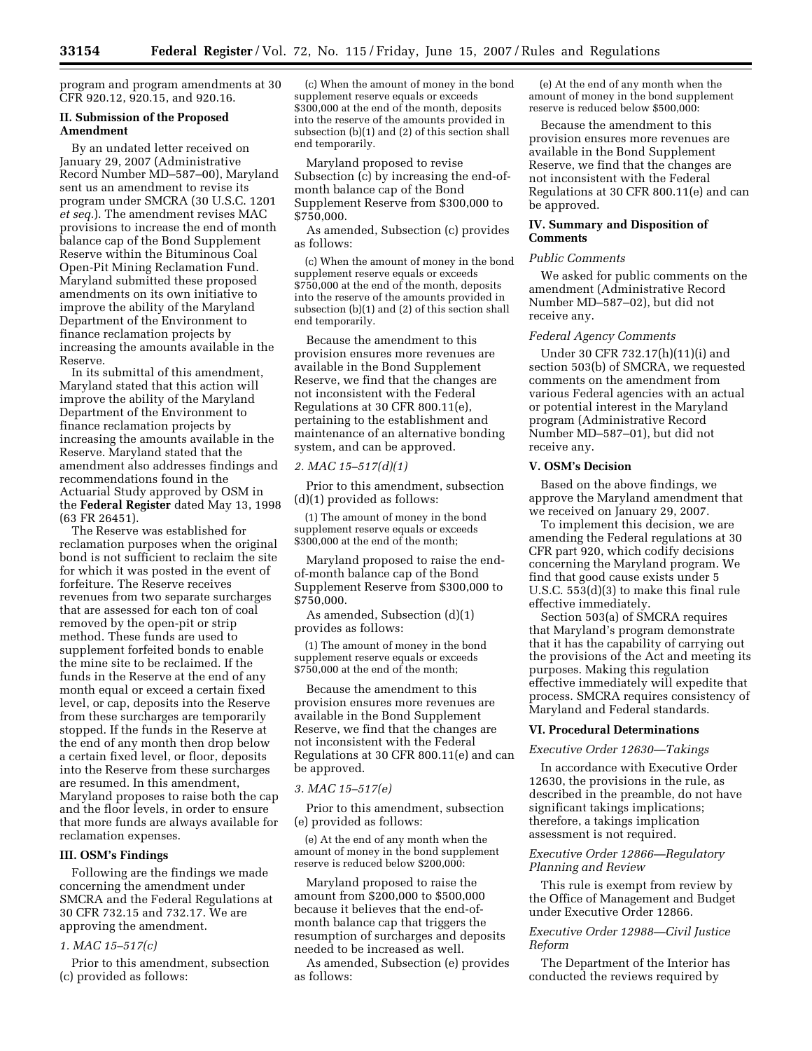program and program amendments at 30 CFR 920.12, 920.15, and 920.16.

## II. Submission of the Proposed Amendment

By an undated letter received on January 29, 2007 (Administrative Record Number MD–587–00), Maryland sent us an amendment to revise its program under SMCRA (30 U.S.C. 1201 *et seq.*). The amendment revises MAC provisions to increase the end of month balance cap of the Bond Supplement Reserve within the Bituminous Coal Open-Pit Mining Reclamation Fund. Maryland submitted these proposed amendments on its own initiative to improve the ability of the Maryland Department of the Environment to finance reclamation projects by increasing the amounts available in the Reserve.

In its submittal of this amendment, Maryland stated that this action will improve the ability of the Maryland Department of the Environment to finance reclamation projects by increasing the amounts available in the Reserve. Maryland stated that the amendment also addresses findings and recommendations found in the Actuarial Study approved by OSM in the **Federal Register** dated May 13, 1998 (63 FR 26451).

The Reserve was established for reclamation purposes when the original bond is not sufficient to reclaim the site for which it was posted in the event of forfeiture. The Reserve receives revenues from two separate surcharges that are assessed for each ton of coal removed by the open-pit or strip method. These funds are used to supplement forfeited bonds to enable the mine site to be reclaimed. If the funds in the Reserve at the end of any month equal or exceed a certain fixed level, or cap, deposits into the Reserve from these surcharges are temporarily stopped. If the funds in the Reserve at the end of any month then drop below a certain fixed level, or floor, deposits into the Reserve from these surcharges are resumed. In this amendment, Maryland proposes to raise both the cap and the floor levels, in order to ensure that more funds are always available for reclamation expenses.

## III. OSM's Findings

Following are the findings we made concerning the amendment under SMCRA and the Federal Regulations at 30 CFR 732.15 and 732.17. We are approving the amendment.

### *1. MAC 15–517(c)*

Prior to this amendment, subsection (c) provided as follows:

(c) When the amount of money in the bond supplement reserve equals or exceeds $300,000 at the end of the month, deposits into the reserve of the amounts provided in subsection (b)(1) and (2) of this section shall end temporarily.

Maryland proposed to revise Subsection (c) by increasing the end-of-month balance cap of the Bond Supplement Reserve from $300,000 to $750,000.

As amended, Subsection (c) provides as follows:

(c) When the amount of money in the bond supplement reserve equals or exceeds $750,000 at the end of the month, deposits into the reserve of the amounts provided in subsection (b)(1) and (2) of this section shall end temporarily.

Because the amendment to this provision ensures more revenues are available in the Bond Supplement Reserve, we find that the changes are not inconsistent with the Federal Regulations at 30 CFR 800.11(e), pertaining to the establishment and maintenance of an alternative bonding system, and can be approved.

### *2. MAC 15–517(d)(1)*

Prior to this amendment, subsection (d)(1) provided as follows:

(1) The amount of money in the bond supplement reserve equals or exceeds $300,000 at the end of the month;

Maryland proposed to raise the end-of-month balance cap of the Bond Supplement Reserve from $300,000 to $750,000.

As amended, Subsection (d)(1) provides as follows:

(1) The amount of money in the bond supplement reserve equals or exceeds $750,000 at the end of the month;

Because the amendment to this provision ensures more revenues are available in the Bond Supplement Reserve, we find that the changes are not inconsistent with the Federal Regulations at 30 CFR 800.11(e) and can be approved.

### *3. MAC 15–517(e)*

Prior to this amendment, subsection (e) provided as follows:

(e) At the end of any month when the amount of money in the bond supplement reserve is reduced below $200,000:

Maryland proposed to raise the amount from $200,000 to $500,000 because it believes that the end-of-month balance cap that triggers the resumption of surcharges and deposits needed to be increased as well.

As amended, Subsection (e) provides as follows:

(e) At the end of any month when the amount of money in the bond supplement reserve is reduced below $500,000:

Because the amendment to this provision ensures more revenues are available in the Bond Supplement Reserve, we find that the changes are not inconsistent with the Federal Regulations at 30 CFR 800.11(e) and can be approved.

## IV. Summary and Disposition of Comments

### *Public Comments*

We asked for public comments on the amendment (Administrative Record Number MD–587–02), but did not receive any.

### *Federal Agency Comments*

Under 30 CFR 732.17(h)(11)(i) and section 503(b) of SMCRA, we requested comments on the amendment from various Federal agencies with an actual or potential interest in the Maryland program (Administrative Record Number MD–587–01), but did not receive any.

## V. OSM's Decision

Based on the above findings, we approve the Maryland amendment that we received on January 29, 2007.

To implement this decision, we are amending the Federal regulations at 30 CFR part 920, which codify decisions concerning the Maryland program. We find that good cause exists under 5 U.S.C. 553(d)(3) to make this final rule effective immediately.

Section 503(a) of SMCRA requires that Maryland's program demonstrate that it has the capability of carrying out the provisions of the Act and meeting its purposes. Making this regulation effective immediately will expedite that process. SMCRA requires consistency of Maryland and Federal standards.

## VI. Procedural Determinations

### *Executive Order 12630—Takings*

In accordance with Executive Order 12630, the provisions in the rule, as described in the preamble, do not have significant takings implications; therefore, a takings implication assessment is not required.

### *Executive Order 12866—Regulatory Planning and Review*

This rule is exempt from review by the Office of Management and Budget under Executive Order 12866.

### *Executive Order 12988—Civil Justice Reform*

The Department of the Interior has conducted the reviews required by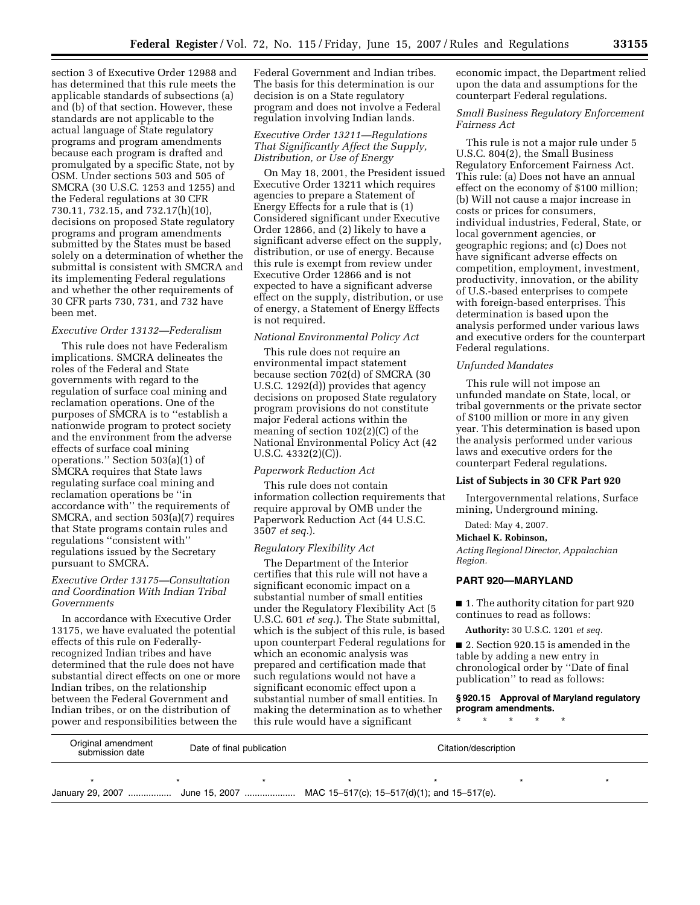section 3 of Executive Order 12988 and has determined that this rule meets the applicable standards of subsections (a) and (b) of that section. However, these standards are not applicable to the actual language of State regulatory programs and program amendments because each program is drafted and promulgated by a specific State, not by OSM. Under sections 503 and 505 of SMCRA (30 U.S.C. 1253 and 1255) and the Federal regulations at 30 CFR 730.11, 732.15, and 732.17(h)(10), decisions on proposed State regulatory programs and program amendments submitted by the States must be based solely on a determination of whether the submittal is consistent with SMCRA and its implementing Federal regulations and whether the other requirements of 30 CFR parts 730, 731, and 732 have been met.

*Executive Order 13132—Federalism*

This rule does not have Federalism implications. SMCRA delineates the roles of the Federal and State governments with regard to the regulation of surface coal mining and reclamation operations. One of the purposes of SMCRA is to ''establish a nationwide program to protect society and the environment from the adverse effects of surface coal mining operations.'' Section 503(a)(1) of SMCRA requires that State laws regulating surface coal mining and reclamation operations be ''in accordance with'' the requirements of SMCRA, and section 503(a)(7) requires that State programs contain rules and regulations ''consistent with'' regulations issued by the Secretary pursuant to SMCRA.

*Executive Order 13175—Consultation and Coordination With Indian Tribal Governments*

In accordance with Executive Order 13175, we have evaluated the potential effects of this rule on Federally-recognized Indian tribes and have determined that the rule does not have substantial direct effects on one or more Indian tribes, on the relationship between the Federal Government and Indian tribes, or on the distribution of power and responsibilities between the Federal Government and Indian tribes. The basis for this determination is our decision is on a State regulatory program and does not involve a Federal regulation involving Indian lands.

*Executive Order 13211—Regulations That Significantly Affect the Supply, Distribution, or Use of Energy*

On May 18, 2001, the President issued Executive Order 13211 which requires agencies to prepare a Statement of Energy Effects for a rule that is (1) Considered significant under Executive Order 12866, and (2) likely to have a significant adverse effect on the supply, distribution, or use of energy. Because this rule is exempt from review under Executive Order 12866 and is not expected to have a significant adverse effect on the supply, distribution, or use of energy, a Statement of Energy Effects is not required.

*National Environmental Policy Act*

This rule does not require an environmental impact statement because section 702(d) of SMCRA (30 U.S.C. 1292(d)) provides that agency decisions on proposed State regulatory program provisions do not constitute major Federal actions within the meaning of section 102(2)(C) of the National Environmental Policy Act (42 U.S.C. 4332(2)(C)).

*Paperwork Reduction Act*

This rule does not contain information collection requirements that require approval by OMB under the Paperwork Reduction Act (44 U.S.C. 3507 *et seq.*).

*Regulatory Flexibility Act*

The Department of the Interior certifies that this rule will not have a significant economic impact on a substantial number of small entities under the Regulatory Flexibility Act (5 U.S.C. 601 *et seq.*). The State submittal, which is the subject of this rule, is based upon counterpart Federal regulations for which an economic analysis was prepared and certification made that such regulations would not have a significant economic effect upon a substantial number of small entities. In making the determination as to whether this rule would have a significant economic impact, the Department relied upon the data and assumptions for the counterpart Federal regulations.

*Small Business Regulatory Enforcement Fairness Act*

This rule is not a major rule under 5 U.S.C. 804(2), the Small Business Regulatory Enforcement Fairness Act. This rule: (a) Does not have an annual effect on the economy of $100 million; (b) Will not cause a major increase in costs or prices for consumers, individual industries, Federal, State, or local government agencies, or geographic regions; and (c) Does not have significant adverse effects on competition, employment, investment, productivity, innovation, or the ability of U.S.-based enterprises to compete with foreign-based enterprises. This determination is based upon the analysis performed under various laws and executive orders for the counterpart Federal regulations.

*Unfunded Mandates*

This rule will not impose an unfunded mandate on State, local, or tribal governments or the private sector of $100 million or more in any given year. This determination is based upon the analysis performed under various laws and executive orders for the counterpart Federal regulations.

**List of Subjects in 30 CFR Part 920**

Intergovernmental relations, Surface mining, Underground mining.

Dated: May 4, 2007.

**Michael K. Robinson,**

*Acting Regional Director, Appalachian Region.*

## PART 920—MARYLAND

■ 1. The authority citation for part 920 continues to read as follows:

**Authority:** 30 U.S.C. 1201 *et seq.*

■ 2. Section 920.15 is amended in the table by adding a new entry in chronological order by ''Date of final publication'' to read as follows:

**§ 920.15 Approval of Maryland regulatory program amendments.**

\* \* \* \* \*

| Original amendment submission date | Date of final publication | Citation/description |
|---|---|---|
| \* \* | \* | \* \* \* \* |
| January 29, 2007 ................ | June 15, 2007 ................... | MAC 15–517(c); 15–517(d)(1); and 15–517(e). |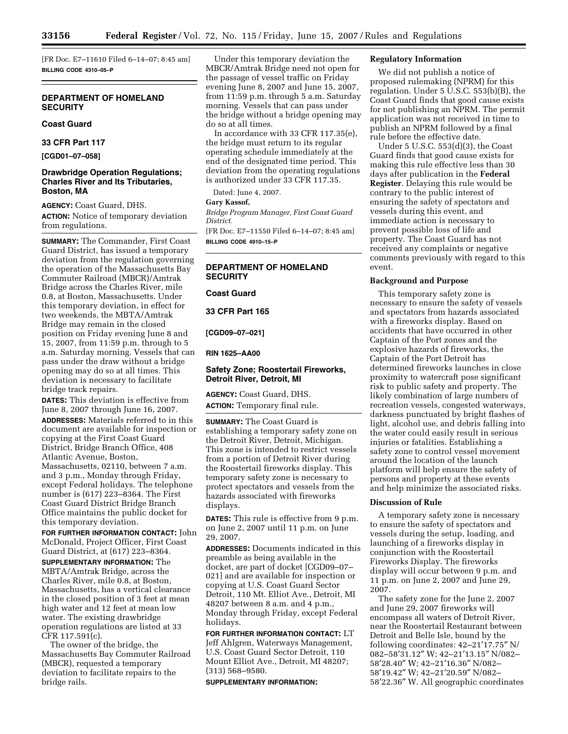[FR Doc. E7–11610 Filed 6–14–07; 8:45 am]

**BILLING CODE 4310–05–P**

## DEPARTMENT OF HOMELAND SECURITY

### Coast Guard

### 33 CFR Part 117

**[CGD01–07–058]**

### Drawbridge Operation Regulations; Charles River and Its Tributaries, Boston, MA

**AGENCY:** Coast Guard, DHS.

**ACTION:** Notice of temporary deviation from regulations.

**SUMMARY:** The Commander, First Coast Guard District, has issued a temporary deviation from the regulation governing the operation of the Massachusetts Bay Commuter Railroad (MBCR)/Amtrak Bridge across the Charles River, mile 0.8, at Boston, Massachusetts. Under this temporary deviation, in effect for two weekends, the MBTA/Amtrak Bridge may remain in the closed position on Friday evening June 8 and 15, 2007, from 11:59 p.m. through to 5 a.m. Saturday morning. Vessels that can pass under the draw without a bridge opening may do so at all times. This deviation is necessary to facilitate bridge track repairs.

**DATES:** This deviation is effective from June 8, 2007 through June 16, 2007.

**ADDRESSES:** Materials referred to in this document are available for inspection or copying at the First Coast Guard District, Bridge Branch Office, 408 Atlantic Avenue, Boston, Massachusetts, 02110, between 7 a.m. and 3 p.m., Monday through Friday, except Federal holidays. The telephone number is (617) 223–8364. The First Coast Guard District Bridge Branch Office maintains the public docket for this temporary deviation.

**FOR FURTHER INFORMATION CONTACT:** John McDonald, Project Officer, First Coast Guard District, at (617) 223–8364.

**SUPPLEMENTARY INFORMATION:** The MBTA/Amtrak Bridge, across the Charles River, mile 0.8, at Boston, Massachusetts, has a vertical clearance in the closed position of 3 feet at mean high water and 12 feet at mean low water. The existing drawbridge operation regulations are listed at 33 CFR 117.591(c).

The owner of the bridge, the Massachusetts Bay Commuter Railroad (MBCR), requested a temporary deviation to facilitate repairs to the bridge rails.

Under this temporary deviation the MBCR/Amtrak Bridge need not open for the passage of vessel traffic on Friday evening June 8, 2007 and June 15, 2007, from 11:59 p.m. through 5 a.m. Saturday morning. Vessels that can pass under the bridge without a bridge opening may do so at all times.

In accordance with 33 CFR 117.35(e), the bridge must return to its regular operating schedule immediately at the end of the designated time period. This deviation from the operating regulations is authorized under 33 CFR 117.35.

Dated: June 4, 2007.

**Gary Kassof,**

*Bridge Program Manager, First Coast Guard District.*

[FR Doc. E7–11550 Filed 6–14–07; 8:45 am]

**BILLING CODE 4910–15–P**

## DEPARTMENT OF HOMELAND SECURITY

### Coast Guard

### 33 CFR Part 165

**[CGD09–07–021]**

**RIN 1625–AA00**

### Safety Zone; Roostertail Fireworks, Detroit River, Detroit, MI

**AGENCY:** Coast Guard, DHS.

**ACTION:** Temporary final rule.

**SUMMARY:** The Coast Guard is establishing a temporary safety zone on the Detroit River, Detroit, Michigan. This zone is intended to restrict vessels from a portion of Detroit River during the Roostertail fireworks display. This temporary safety zone is necessary to protect spectators and vessels from the hazards associated with fireworks displays.

**DATES:** This rule is effective from 9 p.m. on June 2, 2007 until 11 p.m. on June 29, 2007.

**ADDRESSES:** Documents indicated in this preamble as being available in the docket, are part of docket [CGD09–07–021] and are available for inspection or copying at U.S. Coast Guard Sector Detroit, 110 Mt. Elliot Ave., Detroit, MI 48207 between 8 a.m. and 4 p.m., Monday through Friday, except Federal holidays.

**FOR FURTHER INFORMATION CONTACT:** LT Jeff Ahlgren, Waterways Management, U.S. Coast Guard Sector Detroit, 110 Mount Elliot Ave., Detroit, MI 48207; (313) 568–9580.

**SUPPLEMENTARY INFORMATION:**

**Regulatory Information**

We did not publish a notice of proposed rulemaking (NPRM) for this regulation. Under 5 U.S.C. 553(b)(B), the Coast Guard finds that good cause exists for not publishing an NPRM. The permit application was not received in time to publish an NPRM followed by a final rule before the effective date.

Under 5 U.S.C. 553(d)(3), the Coast Guard finds that good cause exists for making this rule effective less than 30 days after publication in the **Federal Register**. Delaying this rule would be contrary to the public interest of ensuring the safety of spectators and vessels during this event, and immediate action is necessary to prevent possible loss of life and property. The Coast Guard has not received any complaints or negative comments previously with regard to this event.

**Background and Purpose**

This temporary safety zone is necessary to ensure the safety of vessels and spectators from hazards associated with a fireworks display. Based on accidents that have occurred in other Captain of the Port zones and the explosive hazards of fireworks, the Captain of the Port Detroit has determined fireworks launches in close proximity to watercraft pose significant risk to public safety and property. The likely combination of large numbers of recreation vessels, congested waterways, darkness punctuated by bright flashes of light, alcohol use, and debris falling into the water could easily result in serious injuries or fatalities. Establishing a safety zone to control vessel movement around the location of the launch platform will help ensure the safety of persons and property at these events and help minimize the associated risks.

**Discussion of Rule**

A temporary safety zone is necessary to ensure the safety of spectators and vessels during the setup, loading, and launching of a fireworks display in conjunction with the Roostertail Fireworks Display. The fireworks display will occur between 9 p.m. and 11 p.m. on June 2, 2007 and June 29, 2007.

The safety zone for the June 2, 2007 and June 29, 2007 fireworks will encompass all waters of Detroit River, near the Roostertail Restaurant between Detroit and Belle Isle, bound by the following coordinates: 42–21′17.75″ N/082–58′31.12″ W; 42–21′13.15″ N/082–58′28.40″ W; 42–21′16.36″ N/082–58′19.42″ W; 42–21′20.59″ N/082–58′22.36″ W. All geographic coordinates